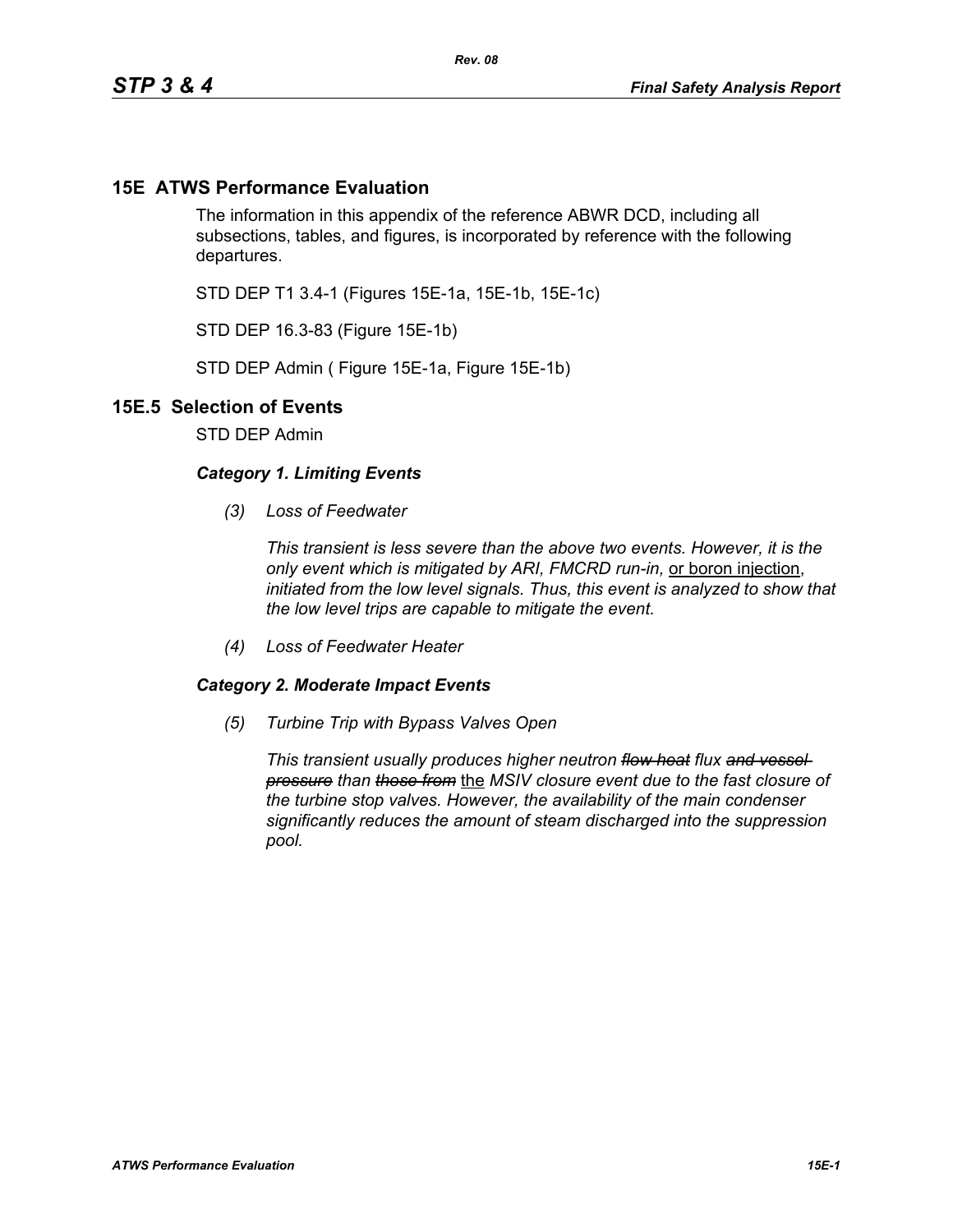# 15E ATWS Performance Evaluation

The information in this appendix of the reference ABWR DCD, including all subsections, tables, and figures, is incorporated by reference with the following departures.

STD DEP T1 3.4-1 (Figures 15E-1a, 15E-1b, 15E-1c)

STD DEP 16.3-83 (Figure 15E-1b)

STD DEP Admin ( Figure 15E-1a, Figure 15E-1b)

## 15E.5 Selection of Events

STD DEP Admin

***Category 1. Limiting Events***

*(3) Loss of Feedwater*

*This transient is less severe than the above two events. However, it is the only event which is mitigated by ARI, FMCRD run-in,* <u>or boron injection</u>, *initiated from the low level signals. Thus, this event is analyzed to show that the low level trips are capable to mitigate the event.*

*(4) Loss of Feedwater Heater*

***Category 2. Moderate Impact Events***

*(5) Turbine Trip with Bypass Valves Open*

*This transient usually produces higher neutron ~~flow heat~~ flux ~~and vessel pressure~~ than ~~those from~~* <u>the</u> *MSIV closure event due to the fast closure of the turbine stop valves. However, the availability of the main condenser significantly reduces the amount of steam discharged into the suppression pool.*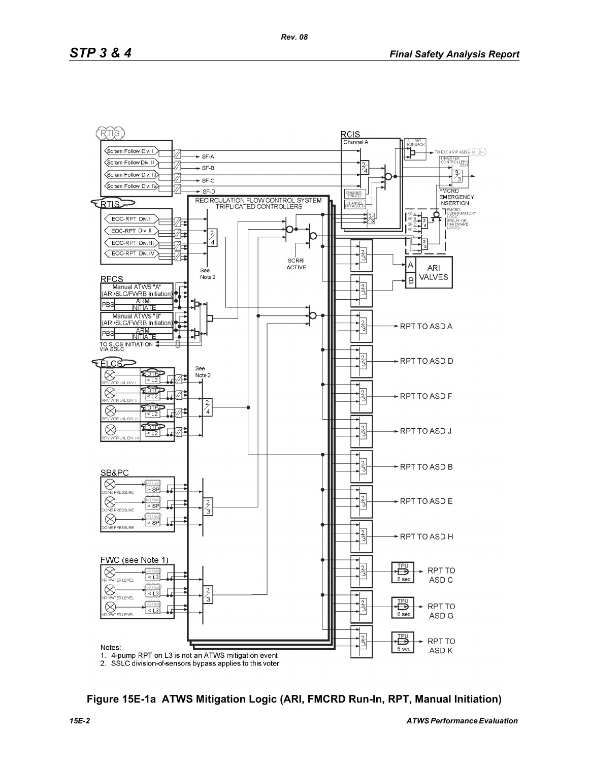Notes:

1. 4-pump RPT on L3 is not an ATWS mitigation event
2. SSLC division-of-sensors bypass applies to this voter

**Figure 15E-1a ATWS Mitigation Logic (ARI, FMCRD Run-In, RPT, Manual Initiation)**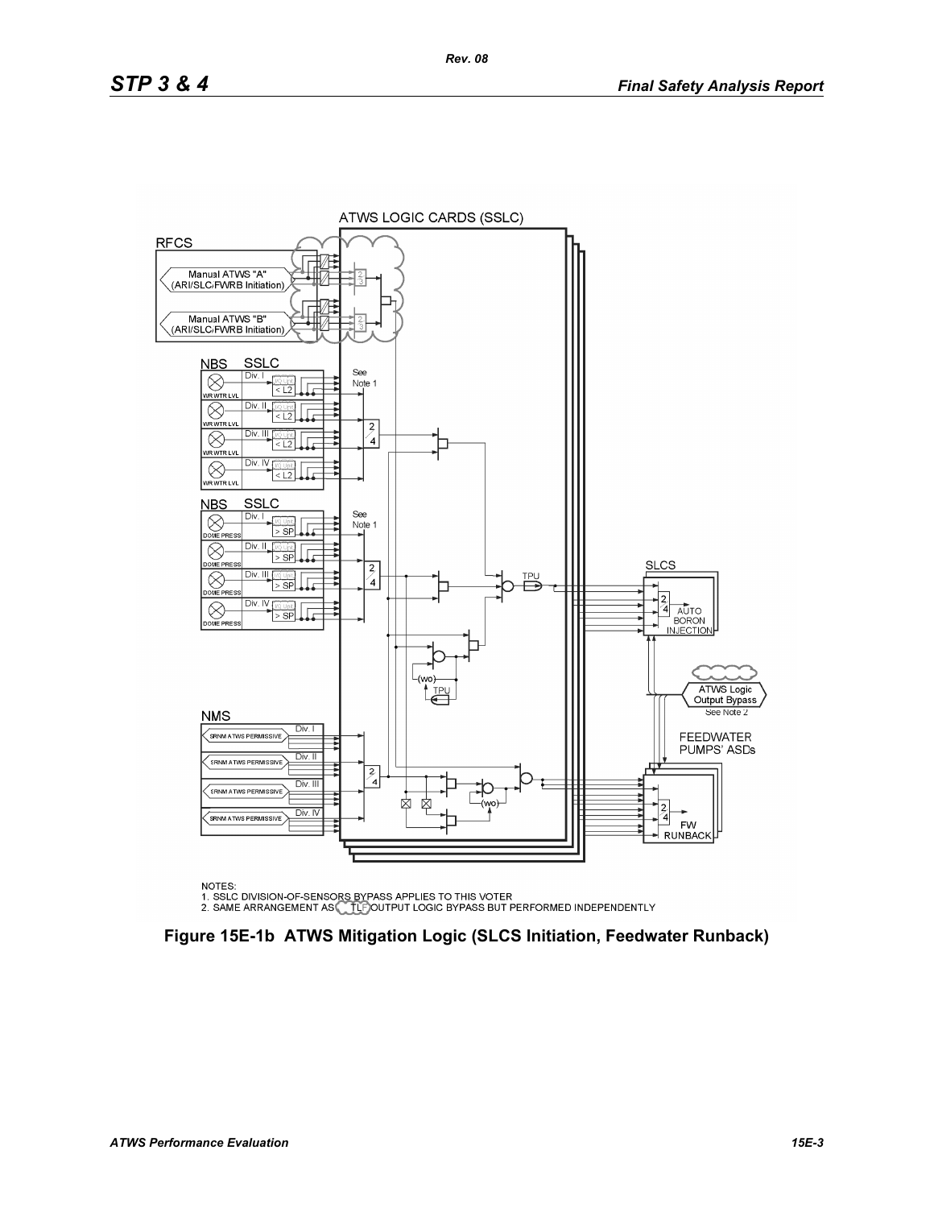NOTES:
1. SSLC DIVISION-OF-SENSORS BYPASS APPLIES TO THIS VOTER
2. SAME ARRANGEMENT AS TLF OUTPUT LOGIC BYPASS BUT PERFORMED INDEPENDENTLY

**Figure 15E-1b ATWS Mitigation Logic (SLCS Initiation, Feedwater Runback)**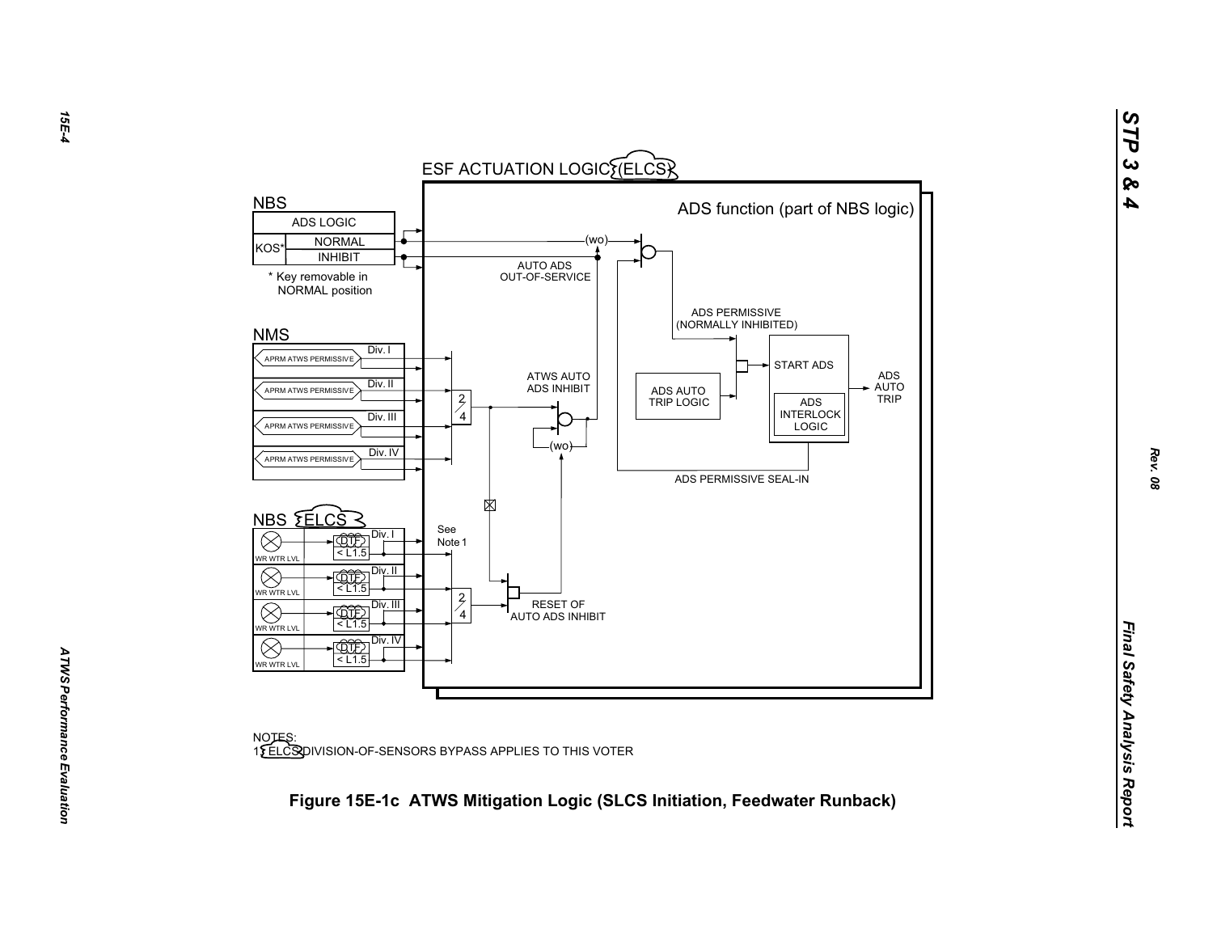ESF ACTUATION LOGIC (ELCS)

ADS function (part of NBS logic)

NBS

ADS LOGIC

KOS*

NORMAL

INHIBIT

* Key removable in NORMAL position

(wo)

AUTO ADS OUT-OF-SERVICE

ADS PERMISSIVE (NORMALLY INHIBITED)

NMS

APRM ATWS PERMISSIVE Div. I

APRM ATWS PERMISSIVE Div. II

APRM ATWS PERMISSIVE Div. III

APRM ATWS PERMISSIVE Div. IV

2/4

ATWS AUTO ADS INHIBIT

(wo)

START ADS

ADS AUTO TRIP LOGIC

ADS INTERLOCK LOGIC

ADS AUTO TRIP

ADS PERMISSIVE SEAL-IN

NBS ELCS

WR WTR LVL Div. I DTF < L1.5

WR WTR LVL Div. II DTF < L1.5

WR WTR LVL Div. III DTF < L1.5

WR WTR LVL Div. IV DTF < L1.5

See Note 1

2/4

RESET OF AUTO ADS INHIBIT

NOTES:
1. ELCS DIVISION-OF-SENSORS BYPASS APPLIES TO THIS VOTER

**Figure 15E-1c ATWS Mitigation Logic (SLCS Initiation, Feedwater Runback)**